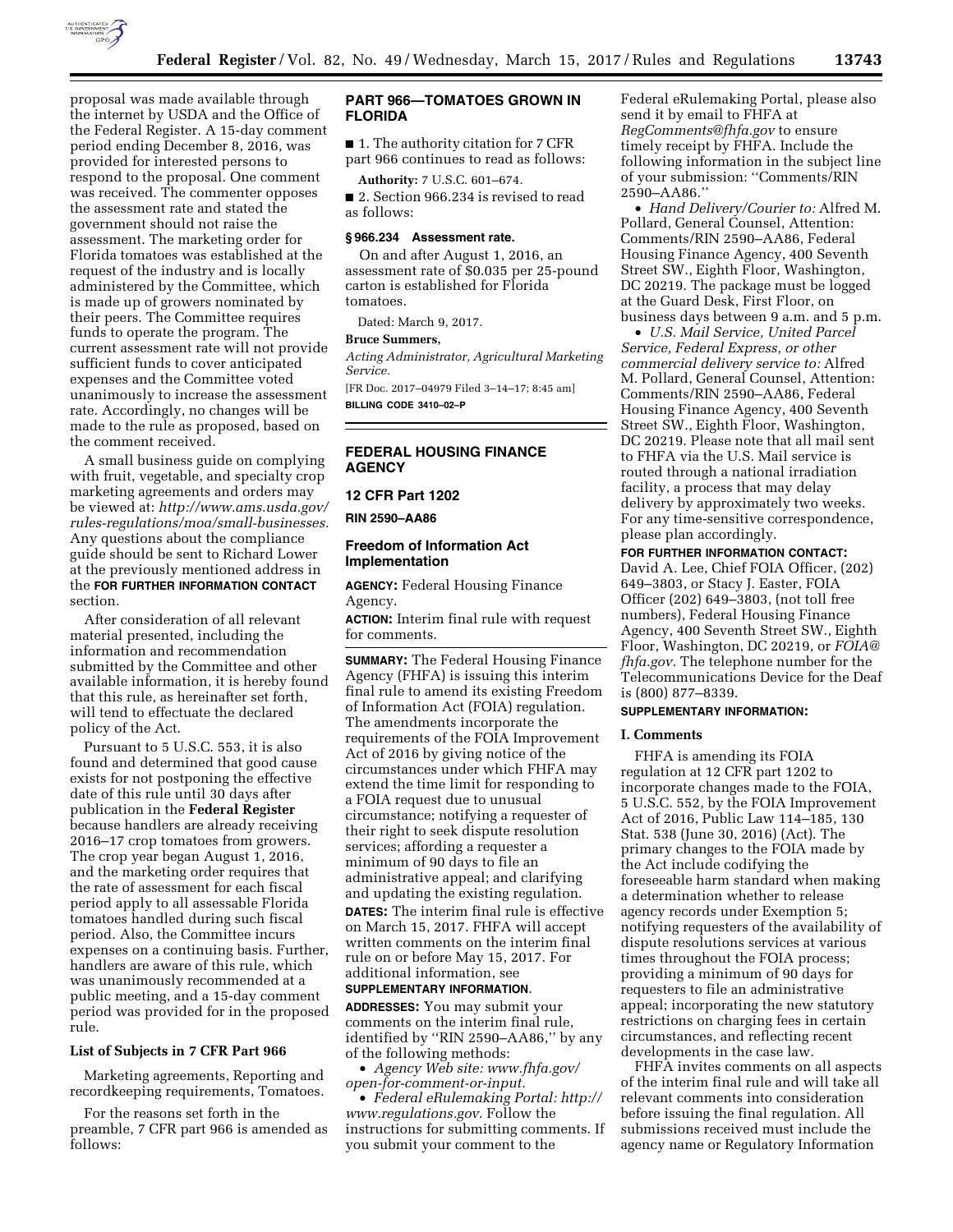proposal was made available through the internet by USDA and the Office of the Federal Register. A 15-day comment period ending December 8, 2016, was provided for interested persons to respond to the proposal. One comment was received. The commenter opposes the assessment rate and stated the government should not raise the assessment. The marketing order for Florida tomatoes was established at the request of the industry and is locally administered by the Committee, which is made up of growers nominated by their peers. The Committee requires funds to operate the program. The current assessment rate will not provide sufficient funds to cover anticipated expenses and the Committee voted unanimously to increase the assessment rate. Accordingly, no changes will be made to the rule as proposed, based on the comment received.

A small business guide on complying with fruit, vegetable, and specialty crop marketing agreements and orders may be viewed at: *http://www.ams.usda.gov/rules-regulations/moa/small-businesses.* Any questions about the compliance guide should be sent to Richard Lower at the previously mentioned address in the **FOR FURTHER INFORMATION CONTACT** section.

After consideration of all relevant material presented, including the information and recommendation submitted by the Committee and other available information, it is hereby found that this rule, as hereinafter set forth, will tend to effectuate the declared policy of the Act.

Pursuant to 5 U.S.C. 553, it is also found and determined that good cause exists for not postponing the effective date of this rule until 30 days after publication in the **Federal Register** because handlers are already receiving 2016–17 crop tomatoes from growers. The crop year began August 1, 2016, and the marketing order requires that the rate of assessment for each fiscal period apply to all assessable Florida tomatoes handled during such fiscal period. Also, the Committee incurs expenses on a continuing basis. Further, handlers are aware of this rule, which was unanimously recommended at a public meeting, and a 15-day comment period was provided for in the proposed rule.

### List of Subjects in 7 CFR Part 966

Marketing agreements, Reporting and recordkeeping requirements, Tomatoes.

For the reasons set forth in the preamble, 7 CFR part 966 is amended as follows:

## PART 966—TOMATOES GROWN IN FLORIDA

■ 1. The authority citation for 7 CFR part 966 continues to read as follows:

**Authority:** 7 U.S.C. 601–674.

■ 2. Section 966.234 is revised to read as follows:

### § 966.234 Assessment rate.

On and after August 1, 2016, an assessment rate of $0.035 per 25-pound carton is established for Florida tomatoes.

Dated: March 9, 2017.

**Bruce Summers,**

*Acting Administrator, Agricultural Marketing Service.*

[FR Doc. 2017–04979 Filed 3–14–17; 8:45 am]

**BILLING CODE 3410–02–P**

## FEDERAL HOUSING FINANCE AGENCY

### 12 CFR Part 1202

**RIN 2590–AA86**

## Freedom of Information Act Implementation

**AGENCY:** Federal Housing Finance Agency.

**ACTION:** Interim final rule with request for comments.

**SUMMARY:** The Federal Housing Finance Agency (FHFA) is issuing this interim final rule to amend its existing Freedom of Information Act (FOIA) regulation. The amendments incorporate the requirements of the FOIA Improvement Act of 2016 by giving notice of the circumstances under which FHFA may extend the time limit for responding to a FOIA request due to unusual circumstance; notifying a requester of their right to seek dispute resolution services; affording a requester a minimum of 90 days to file an administrative appeal; and clarifying and updating the existing regulation.

**DATES:** The interim final rule is effective on March 15, 2017. FHFA will accept written comments on the interim final rule on or before May 15, 2017. For additional information, see **SUPPLEMENTARY INFORMATION**.

**ADDRESSES:** You may submit your comments on the interim final rule, identified by ''RIN 2590–AA86,'' by any of the following methods:

- *Agency Web site: www.fhfa.gov/open-for-comment-or-input.*
- *Federal eRulemaking Portal: http://www.regulations.gov*. Follow the instructions for submitting comments. If you submit your comment to the Federal eRulemaking Portal, please also send it by email to FHFA at *RegComments@fhfa.gov* to ensure timely receipt by FHFA. Include the following information in the subject line of your submission: ''Comments/RIN 2590–AA86.''
- *Hand Delivery/Courier to:* Alfred M. Pollard, General Counsel, Attention: Comments/RIN 2590–AA86, Federal Housing Finance Agency, 400 Seventh Street SW., Eighth Floor, Washington, DC 20219. The package must be logged at the Guard Desk, First Floor, on business days between 9 a.m. and 5 p.m.
- *U.S. Mail Service, United Parcel Service, Federal Express, or other commercial delivery service to:* Alfred M. Pollard, General Counsel, Attention: Comments/RIN 2590–AA86, Federal Housing Finance Agency, 400 Seventh Street SW., Eighth Floor, Washington, DC 20219. Please note that all mail sent to FHFA via the U.S. Mail service is routed through a national irradiation facility, a process that may delay delivery by approximately two weeks. For any time-sensitive correspondence, please plan accordingly.

**FOR FURTHER INFORMATION CONTACT:** David A. Lee, Chief FOIA Officer, (202) 649–3803, or Stacy J. Easter, FOIA Officer (202) 649–3803, (not toll free numbers), Federal Housing Finance Agency, 400 Seventh Street SW., Eighth Floor, Washington, DC 20219, or *FOIA@fhfa.gov*. The telephone number for the Telecommunications Device for the Deaf is (800) 877–8339.

**SUPPLEMENTARY INFORMATION:**

### I. Comments

FHFA is amending its FOIA regulation at 12 CFR part 1202 to incorporate changes made to the FOIA, 5 U.S.C. 552, by the FOIA Improvement Act of 2016, Public Law 114–185, 130 Stat. 538 (June 30, 2016) (Act). The primary changes to the FOIA made by the Act include codifying the foreseeable harm standard when making a determination whether to release agency records under Exemption 5; notifying requesters of the availability of dispute resolutions services at various times throughout the FOIA process; providing a minimum of 90 days for requesters to file an administrative appeal; incorporating the new statutory restrictions on charging fees in certain circumstances, and reflecting recent developments in the case law.

FHFA invites comments on all aspects of the interim final rule and will take all relevant comments into consideration before issuing the final regulation. All submissions received must include the agency name or Regulatory Information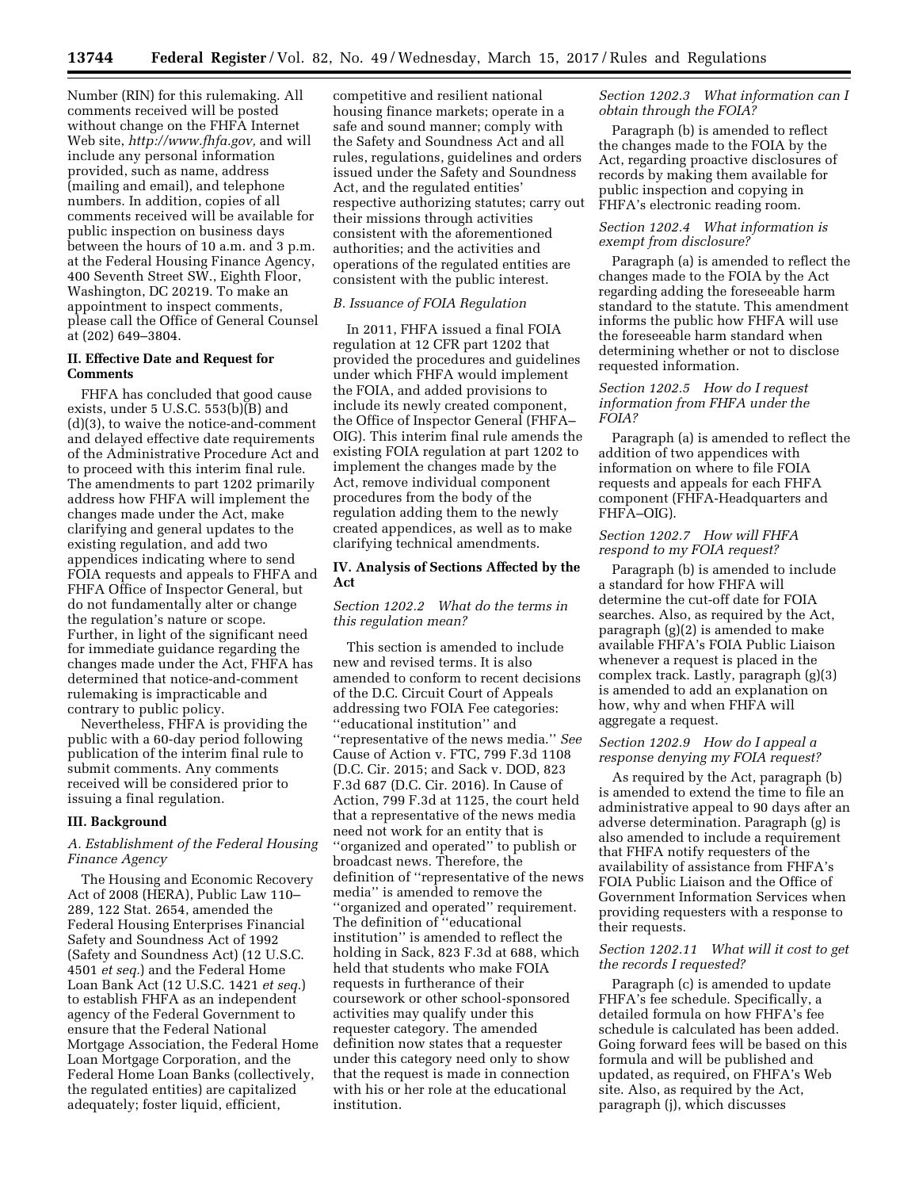Number (RIN) for this rulemaking. All comments received will be posted without change on the FHFA Internet Web site, *http://www.fhfa.gov,* and will include any personal information provided, such as name, address (mailing and email), and telephone numbers. In addition, copies of all comments received will be available for public inspection on business days between the hours of 10 a.m. and 3 p.m. at the Federal Housing Finance Agency, 400 Seventh Street SW., Eighth Floor, Washington, DC 20219. To make an appointment to inspect comments, please call the Office of General Counsel at (202) 649–3804.

## II. Effective Date and Request for Comments

FHFA has concluded that good cause exists, under 5 U.S.C. 553(b)(B) and (d)(3), to waive the notice-and-comment and delayed effective date requirements of the Administrative Procedure Act and to proceed with this interim final rule. The amendments to part 1202 primarily address how FHFA will implement the changes made under the Act, make clarifying and general updates to the existing regulation, and add two appendices indicating where to send FOIA requests and appeals to FHFA and FHFA Office of Inspector General, but do not fundamentally alter or change the regulation's nature or scope. Further, in light of the significant need for immediate guidance regarding the changes made under the Act, FHFA has determined that notice-and-comment rulemaking is impracticable and contrary to public policy.

Nevertheless, FHFA is providing the public with a 60-day period following publication of the interim final rule to submit comments. Any comments received will be considered prior to issuing a final regulation.

## III. Background

### *A. Establishment of the Federal Housing Finance Agency*

The Housing and Economic Recovery Act of 2008 (HERA), Public Law 110–289, 122 Stat. 2654, amended the Federal Housing Enterprises Financial Safety and Soundness Act of 1992 (Safety and Soundness Act) (12 U.S.C. 4501 *et seq.*) and the Federal Home Loan Bank Act (12 U.S.C. 1421 *et seq.*) to establish FHFA as an independent agency of the Federal Government to ensure that the Federal National Mortgage Association, the Federal Home Loan Mortgage Corporation, and the Federal Home Loan Banks (collectively, the regulated entities) are capitalized adequately; foster liquid, efficient, competitive and resilient national housing finance markets; operate in a safe and sound manner; comply with the Safety and Soundness Act and all rules, regulations, guidelines and orders issued under the Safety and Soundness Act, and the regulated entities' respective authorizing statutes; carry out their missions through activities consistent with the aforementioned authorities; and the activities and operations of the regulated entities are consistent with the public interest.

### *B. Issuance of FOIA Regulation*

In 2011, FHFA issued a final FOIA regulation at 12 CFR part 1202 that provided the procedures and guidelines under which FHFA would implement the FOIA, and added provisions to include its newly created component, the Office of Inspector General (FHFA–OIG). This interim final rule amends the existing FOIA regulation at part 1202 to implement the changes made by the Act, remove individual component procedures from the body of the regulation adding them to the newly created appendices, as well as to make clarifying technical amendments.

## IV. Analysis of Sections Affected by the Act

### *Section 1202.2 What do the terms in this regulation mean?*

This section is amended to include new and revised terms. It is also amended to conform to recent decisions of the D.C. Circuit Court of Appeals addressing two FOIA Fee categories: ''educational institution'' and ''representative of the news media.'' *See* Cause of Action v. FTC, 799 F.3d 1108 (D.C. Cir. 2015; and Sack v. DOD, 823 F.3d 687 (D.C. Cir. 2016). In Cause of Action, 799 F.3d at 1125, the court held that a representative of the news media need not work for an entity that is ''organized and operated'' to publish or broadcast news. Therefore, the definition of ''representative of the news media'' is amended to remove the ''organized and operated'' requirement. The definition of ''educational institution'' is amended to reflect the holding in Sack, 823 F.3d at 688, which held that students who make FOIA requests in furtherance of their coursework or other school-sponsored activities may qualify under this requester category. The amended definition now states that a requester under this category need only to show that the request is made in connection with his or her role at the educational institution.

### *Section 1202.3 What information can I obtain through the FOIA?*

Paragraph (b) is amended to reflect the changes made to the FOIA by the Act, regarding proactive disclosures of records by making them available for public inspection and copying in FHFA's electronic reading room.

### *Section 1202.4 What information is exempt from disclosure?*

Paragraph (a) is amended to reflect the changes made to the FOIA by the Act regarding adding the foreseeable harm standard to the statute. This amendment informs the public how FHFA will use the foreseeable harm standard when determining whether or not to disclose requested information.

### *Section 1202.5 How do I request information from FHFA under the FOIA?*

Paragraph (a) is amended to reflect the addition of two appendices with information on where to file FOIA requests and appeals for each FHFA component (FHFA-Headquarters and FHFA–OIG).

### *Section 1202.7 How will FHFA respond to my FOIA request?*

Paragraph (b) is amended to include a standard for how FHFA will determine the cut-off date for FOIA searches. Also, as required by the Act, paragraph (g)(2) is amended to make available FHFA's FOIA Public Liaison whenever a request is placed in the complex track. Lastly, paragraph (g)(3) is amended to add an explanation on how, why and when FHFA will aggregate a request.

### *Section 1202.9 How do I appeal a response denying my FOIA request?*

As required by the Act, paragraph (b) is amended to extend the time to file an administrative appeal to 90 days after an adverse determination. Paragraph (g) is also amended to include a requirement that FHFA notify requesters of the availability of assistance from FHFA's FOIA Public Liaison and the Office of Government Information Services when providing requesters with a response to their requests.

### *Section 1202.11 What will it cost to get the records I requested?*

Paragraph (c) is amended to update FHFA's fee schedule. Specifically, a detailed formula on how FHFA's fee schedule is calculated has been added. Going forward fees will be based on this formula and will be published and updated, as required, on FHFA's Web site. Also, as required by the Act, paragraph (j), which discusses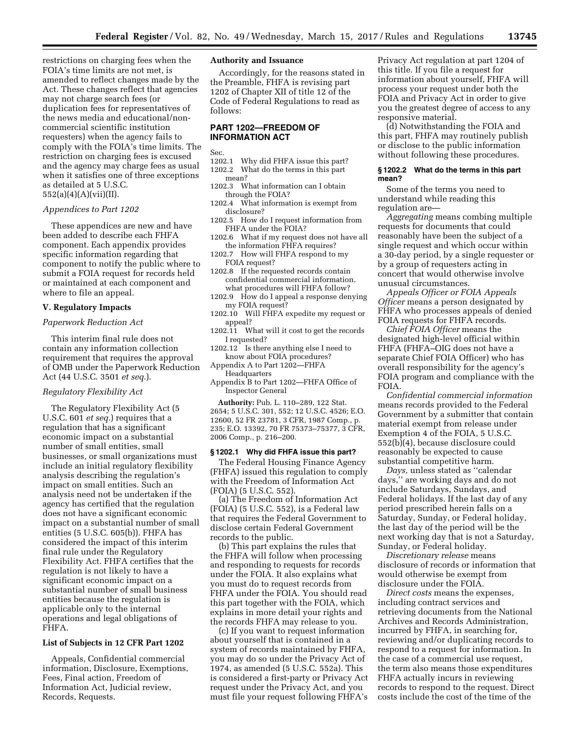restrictions on charging fees when the FOIA's time limits are not met, is amended to reflect changes made by the Act. These changes reflect that agencies may not charge search fees (or duplication fees for representatives of the news media and educational/non-commercial scientific institution requesters) when the agency fails to comply with the FOIA's time limits. The restriction on charging fees is excused and the agency may charge fees as usual when it satisfies one of three exceptions as detailed at 5 U.S.C. 552(a)(4)(A)(vii)(II).

*Appendices to Part 1202*

These appendices are new and have been added to describe each FHFA component. Each appendix provides specific information regarding that component to notify the public where to submit a FOIA request for records held or maintained at each component and where to file an appeal.

## V. Regulatory Impacts

*Paperwork Reduction Act*

This interim final rule does not contain any information collection requirement that requires the approval of OMB under the Paperwork Reduction Act (44 U.S.C. 3501 *et seq.*).

*Regulatory Flexibility Act*

The Regulatory Flexibility Act (5 U.S.C. 601 *et seq.*) requires that a regulation that has a significant economic impact on a substantial number of small entities, small businesses, or small organizations must include an initial regulatory flexibility analysis describing the regulation's impact on small entities. Such an analysis need not be undertaken if the agency has certified that the regulation does not have a significant economic impact on a substantial number of small entities (5 U.S.C. 605(b)). FHFA has considered the impact of this interim final rule under the Regulatory Flexibility Act. FHFA certifies that the regulation is not likely to have a significant economic impact on a substantial number of small business entities because the regulation is applicable only to the internal operations and legal obligations of FHFA.

## List of Subjects in 12 CFR Part 1202

Appeals, Confidential commercial information, Disclosure, Exemptions, Fees, Final action, Freedom of Information Act, Judicial review, Records, Requests.

## Authority and Issuance

Accordingly, for the reasons stated in the Preamble, FHFA is revising part 1202 of Chapter XII of title 12 of the Code of Federal Regulations to read as follows:

## PART 1202—FREEDOM OF INFORMATION ACT

Sec.
1202.1 Why did FHFA issue this part?
1202.2 What do the terms in this part mean?
1202.3 What information can I obtain through the FOIA?
1202.4 What information is exempt from disclosure?
1202.5 How do I request information from FHFA under the FOIA?
1202.6 What if my request does not have all the information FHFA requires?
1202.7 How will FHFA respond to my FOIA request?
1202.8 If the requested records contain confidential commercial information, what procedures will FHFA follow?
1202.9 How do I appeal a response denying my FOIA request?
1202.10 Will FHFA expedite my request or appeal?
1202.11 What will it cost to get the records I requested?
1202.12 Is there anything else I need to know about FOIA procedures?
Appendix A to Part 1202—FHFA Headquarters
Appendix B to Part 1202—FHFA Office of Inspector General

**Authority:** Pub. L. 110–289, 122 Stat. 2654; 5 U.S.C. 301, 552; 12 U.S.C. 4526; E.O. 12600, 52 FR 23781, 3 CFR, 1987 Comp., p. 235; E.O. 13392, 70 FR 75373–75377, 3 CFR, 2006 Comp., p. 216–200.

### § 1202.1 Why did FHFA issue this part?

The Federal Housing Finance Agency (FHFA) issued this regulation to comply with the Freedom of Information Act (FOIA) (5 U.S.C. 552).

(a) The Freedom of Information Act (FOIA) (5 U.S.C. 552), is a Federal law that requires the Federal Government to disclose certain Federal Government records to the public.

(b) This part explains the rules that the FHFA will follow when processing and responding to requests for records under the FOIA. It also explains what you must do to request records from FHFA under the FOIA. You should read this part together with the FOIA, which explains in more detail your rights and the records FHFA may release to you.

(c) If you want to request information about yourself that is contained in a system of records maintained by FHFA, you may do so under the Privacy Act of 1974, as amended (5 U.S.C. 552a). This is considered a first-party or Privacy Act request under the Privacy Act, and you must file your request following FHFA's Privacy Act regulation at part 1204 of this title. If you file a request for information about yourself, FHFA will process your request under both the FOIA and Privacy Act in order to give you the greatest degree of access to any responsive material.

(d) Notwithstanding the FOIA and this part, FHFA may routinely publish or disclose to the public information without following these procedures.

### § 1202.2 What do the terms in this part mean?

Some of the terms you need to understand while reading this regulation are—

*Aggregating* means combing multiple requests for documents that could reasonably have been the subject of a single request and which occur within a 30-day period, by a single requester or by a group of requesters acting in concert that would otherwise involve unusual circumstances.

*Appeals Officer or FOIA Appeals Officer* means a person designated by FHFA who processes appeals of denied FOIA requests for FHFA records.

*Chief FOIA Officer* means the designated high-level official within FHFA (FHFA–OIG does not have a separate Chief FOIA Officer) who has overall responsibility for the agency's FOIA program and compliance with the FOIA.

*Confidential commercial information* means records provided to the Federal Government by a submitter that contain material exempt from release under Exemption 4 of the FOIA, 5 U.S.C. 552(b)(4), because disclosure could reasonably be expected to cause substantial competitive harm.

*Days,* unless stated as ''calendar days,'' are working days and do not include Saturdays, Sundays, and Federal holidays. If the last day of any period prescribed herein falls on a Saturday, Sunday, or Federal holiday, the last day of the period will be the next working day that is not a Saturday, Sunday, or Federal holiday.

*Discretionary release* means disclosure of records or information that would otherwise be exempt from disclosure under the FOIA.

*Direct costs* means the expenses, including contract services and retrieving documents from the National Archives and Records Administration, incurred by FHFA, in searching for, reviewing and/or duplicating records to respond to a request for information. In the case of a commercial use request, the term also means those expenditures FHFA actually incurs in reviewing records to respond to the request. Direct costs include the cost of the time of the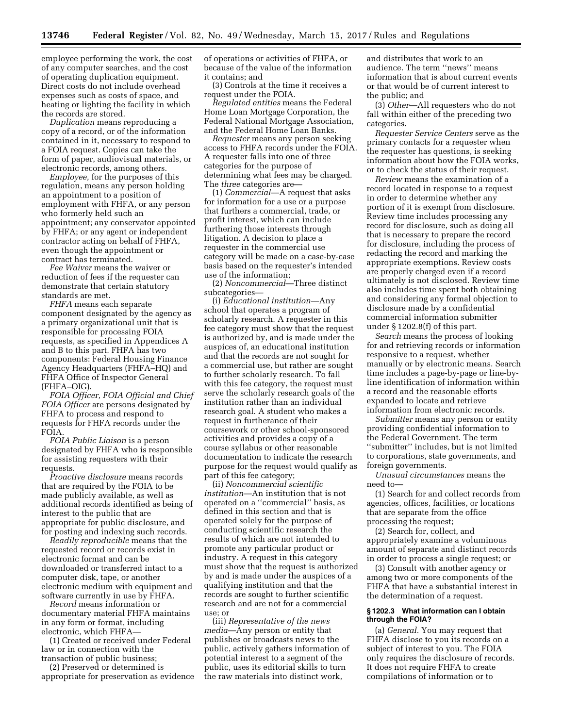employee performing the work, the cost of any computer searches, and the cost of operating duplication equipment. Direct costs do not include overhead expenses such as costs of space, and heating or lighting the facility in which the records are stored.

*Duplication* means reproducing a copy of a record, or of the information contained in it, necessary to respond to a FOIA request. Copies can take the form of paper, audiovisual materials, or electronic records, among others.

*Employee,* for the purposes of this regulation, means any person holding an appointment to a position of employment with FHFA, or any person who formerly held such an appointment; any conservator appointed by FHFA; or any agent or independent contractor acting on behalf of FHFA, even though the appointment or contract has terminated.

*Fee Waiver* means the waiver or reduction of fees if the requester can demonstrate that certain statutory standards are met.

*FHFA* means each separate component designated by the agency as a primary organizational unit that is responsible for processing FOIA requests, as specified in Appendices A and B to this part. FHFA has two components: Federal Housing Finance Agency Headquarters (FHFA–HQ) and FHFA Office of Inspector General (FHFA–OIG).

*FOIA Officer, FOIA Official and Chief FOIA Officer* are persons designated by FHFA to process and respond to requests for FHFA records under the FOIA.

*FOIA Public Liaison* is a person designated by FHFA who is responsible for assisting requesters with their requests.

*Proactive disclosure* means records that are required by the FOIA to be made publicly available, as well as additional records identified as being of interest to the public that are appropriate for public disclosure, and for posting and indexing such records.

*Readily reproducible* means that the requested record or records exist in electronic format and can be downloaded or transferred intact to a computer disk, tape, or another electronic medium with equipment and software currently in use by FHFA.

*Record* means information or documentary material FHFA maintains in any form or format, including electronic, which FHFA—

(1) Created or received under Federal law or in connection with the transaction of public business;

(2) Preserved or determined is appropriate for preservation as evidence of operations or activities of FHFA, or because of the value of the information it contains; and

(3) Controls at the time it receives a request under the FOIA.

*Regulated entities* means the Federal Home Loan Mortgage Corporation, the Federal National Mortgage Association, and the Federal Home Loan Banks.

*Requester* means any person seeking access to FHFA records under the FOIA. A requester falls into one of three categories for the purpose of determining what fees may be charged. The *three* categories are—

(1) *Commercial*—A request that asks for information for a use or a purpose that furthers a commercial, trade, or profit interest, which can include furthering those interests through litigation. A decision to place a requester in the commercial use category will be made on a case-by-case basis based on the requester's intended use of the information;

(2) *Noncommercial*—Three distinct subcategories—

(i) *Educational institution*—Any school that operates a program of scholarly research. A requester in this fee category must show that the request is authorized by, and is made under the auspices of, an educational institution and that the records are not sought for a commercial use, but rather are sought to further scholarly research. To fall with this fee category, the request must serve the scholarly research goals of the institution rather than an individual research goal. A student who makes a request in furtherance of their coursework or other school-sponsored activities and provides a copy of a course syllabus or other reasonable documentation to indicate the research purpose for the request would qualify as part of this fee category;

(ii) *Noncommercial scientific institution*—An institution that is not operated on a ''commercial'' basis, as defined in this section and that is operated solely for the purpose of conducting scientific research the results of which are not intended to promote any particular product or industry. A request in this category must show that the request is authorized by and is made under the auspices of a qualifying institution and that the records are sought to further scientific research and are not for a commercial use; or

(iii) *Representative of the news media*—Any person or entity that publishes or broadcasts news to the public, actively gathers information of potential interest to a segment of the public, uses its editorial skills to turn the raw materials into distinct work, and distributes that work to an audience. The term ''news'' means information that is about current events or that would be of current interest to the public; and

(3) *Other*—All requesters who do not fall within either of the preceding two categories.

*Requester Service Centers* serve as the primary contacts for a requester when the requester has questions, is seeking information about how the FOIA works, or to check the status of their request.

*Review* means the examination of a record located in response to a request in order to determine whether any portion of it is exempt from disclosure. Review time includes processing any record for disclosure, such as doing all that is necessary to prepare the record for disclosure, including the process of redacting the record and marking the appropriate exemptions. Review costs are properly charged even if a record ultimately is not disclosed. Review time also includes time spent both obtaining and considering any formal objection to disclosure made by a confidential commercial information submitter under § 1202.8(f) of this part.

*Search* means the process of looking for and retrieving records or information responsive to a request, whether manually or by electronic means. Search time includes a page-by-page or line-by-line identification of information within a record and the reasonable efforts expanded to locate and retrieve information from electronic records.

*Submitter* means any person or entity providing confidential information to the Federal Government. The term ''submitter'' includes, but is not limited to corporations, state governments, and foreign governments.

*Unusual circumstances* means the need to—

(1) Search for and collect records from agencies, offices, facilities, or locations that are separate from the office processing the request;

(2) Search for, collect, and appropriately examine a voluminous amount of separate and distinct records in order to process a single request; or

(3) Consult with another agency or among two or more components of the FHFA that have a substantial interest in the determination of a request.

### § 1202.3 What information can I obtain through the FOIA?

(a) *General.* You may request that FHFA disclose to you its records on a subject of interest to you. The FOIA only requires the disclosure of records. It does not require FHFA to create compilations of information or to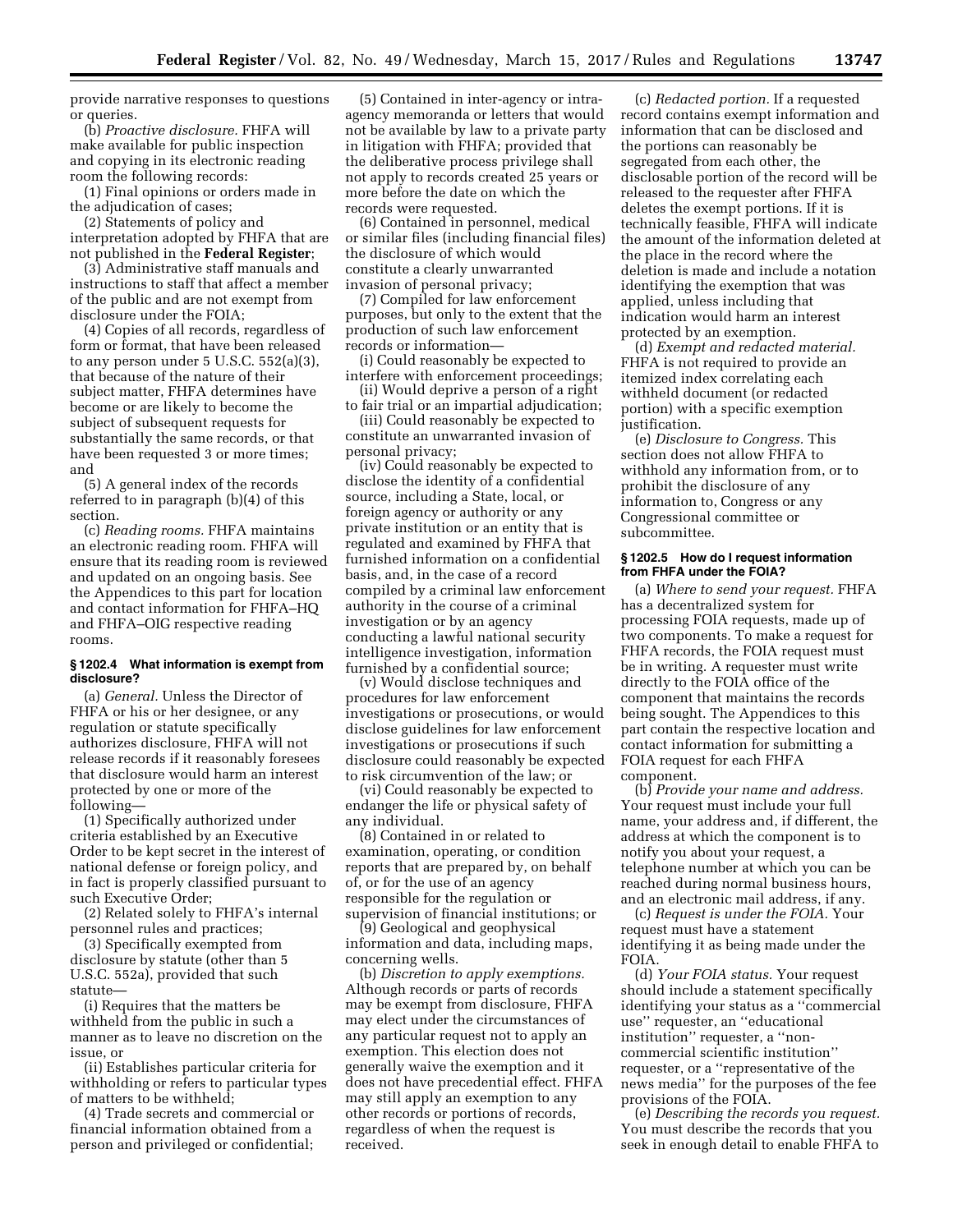provide narrative responses to questions or queries.

(b) *Proactive disclosure.* FHFA will make available for public inspection and copying in its electronic reading room the following records:

(1) Final opinions or orders made in the adjudication of cases;

(2) Statements of policy and interpretation adopted by FHFA that are not published in the **Federal Register**;

(3) Administrative staff manuals and instructions to staff that affect a member of the public and are not exempt from disclosure under the FOIA;

(4) Copies of all records, regardless of form or format, that have been released to any person under 5 U.S.C. 552(a)(3), that because of the nature of their subject matter, FHFA determines have become or are likely to become the subject of subsequent requests for substantially the same records, or that have been requested 3 or more times; and

(5) A general index of the records referred to in paragraph (b)(4) of this section.

(c) *Reading rooms.* FHFA maintains an electronic reading room. FHFA will ensure that its reading room is reviewed and updated on an ongoing basis. See the Appendices to this part for location and contact information for FHFA–HQ and FHFA–OIG respective reading rooms.

### § 1202.4 What information is exempt from disclosure?

(a) *General.* Unless the Director of FHFA or his or her designee, or any regulation or statute specifically authorizes disclosure, FHFA will not release records if it reasonably foresees that disclosure would harm an interest protected by one or more of the following—

(1) Specifically authorized under criteria established by an Executive Order to be kept secret in the interest of national defense or foreign policy, and in fact is properly classified pursuant to such Executive Order;

(2) Related solely to FHFA's internal personnel rules and practices;

(3) Specifically exempted from disclosure by statute (other than 5 U.S.C. 552a), provided that such statute—

(i) Requires that the matters be withheld from the public in such a manner as to leave no discretion on the issue, or

(ii) Establishes particular criteria for withholding or refers to particular types of matters to be withheld;

(4) Trade secrets and commercial or financial information obtained from a person and privileged or confidential;

(5) Contained in inter-agency or intra-agency memoranda or letters that would not be available by law to a private party in litigation with FHFA; provided that the deliberative process privilege shall not apply to records created 25 years or more before the date on which the records were requested.

(6) Contained in personnel, medical or similar files (including financial files) the disclosure of which would constitute a clearly unwarranted invasion of personal privacy;

(7) Compiled for law enforcement purposes, but only to the extent that the production of such law enforcement records or information—

(i) Could reasonably be expected to interfere with enforcement proceedings;

(ii) Would deprive a person of a right to fair trial or an impartial adjudication;

(iii) Could reasonably be expected to constitute an unwarranted invasion of personal privacy;

(iv) Could reasonably be expected to disclose the identity of a confidential source, including a State, local, or foreign agency or authority or any private institution or an entity that is regulated and examined by FHFA that furnished information on a confidential basis, and, in the case of a record compiled by a criminal law enforcement authority in the course of a criminal investigation or by an agency conducting a lawful national security intelligence investigation, information furnished by a confidential source;

(v) Would disclose techniques and procedures for law enforcement investigations or prosecutions, or would disclose guidelines for law enforcement investigations or prosecutions if such disclosure could reasonably be expected to risk circumvention of the law; or

(vi) Could reasonably be expected to endanger the life or physical safety of any individual.

(8) Contained in or related to examination, operating, or condition reports that are prepared by, on behalf of, or for the use of an agency responsible for the regulation or supervision of financial institutions; or

(9) Geological and geophysical information and data, including maps, concerning wells.

(b) *Discretion to apply exemptions.* Although records or parts of records may be exempt from disclosure, FHFA may elect under the circumstances of any particular request not to apply an exemption. This election does not generally waive the exemption and it does not have precedential effect. FHFA may still apply an exemption to any other records or portions of records, regardless of when the request is received.

(c) *Redacted portion.* If a requested record contains exempt information and information that can be disclosed and the portions can reasonably be segregated from each other, the disclosable portion of the record will be released to the requester after FHFA deletes the exempt portions. If it is technically feasible, FHFA will indicate the amount of the information deleted at the place in the record where the deletion is made and include a notation identifying the exemption that was applied, unless including that indication would harm an interest protected by an exemption.

(d) *Exempt and redacted material.* FHFA is not required to provide an itemized index correlating each withheld document (or redacted portion) with a specific exemption justification.

(e) *Disclosure to Congress.* This section does not allow FHFA to withhold any information from, or to prohibit the disclosure of any information to, Congress or any Congressional committee or subcommittee.

### § 1202.5 How do I request information from FHFA under the FOIA?

(a) *Where to send your request.* FHFA has a decentralized system for processing FOIA requests, made up of two components. To make a request for FHFA records, the FOIA request must be in writing. A requester must write directly to the FOIA office of the component that maintains the records being sought. The Appendices to this part contain the respective location and contact information for submitting a FOIA request for each FHFA component.

(b) *Provide your name and address.* Your request must include your full name, your address and, if different, the address at which the component is to notify you about your request, a telephone number at which you can be reached during normal business hours, and an electronic mail address, if any.

(c) *Request is under the FOIA.* Your request must have a statement identifying it as being made under the FOIA.

(d) *Your FOIA status.* Your request should include a statement specifically identifying your status as a ''commercial use'' requester, an ''educational institution'' requester, a ''non-commercial scientific institution'' requester, or a ''representative of the news media'' for the purposes of the fee provisions of the FOIA.

(e) *Describing the records you request.* You must describe the records that you seek in enough detail to enable FHFA to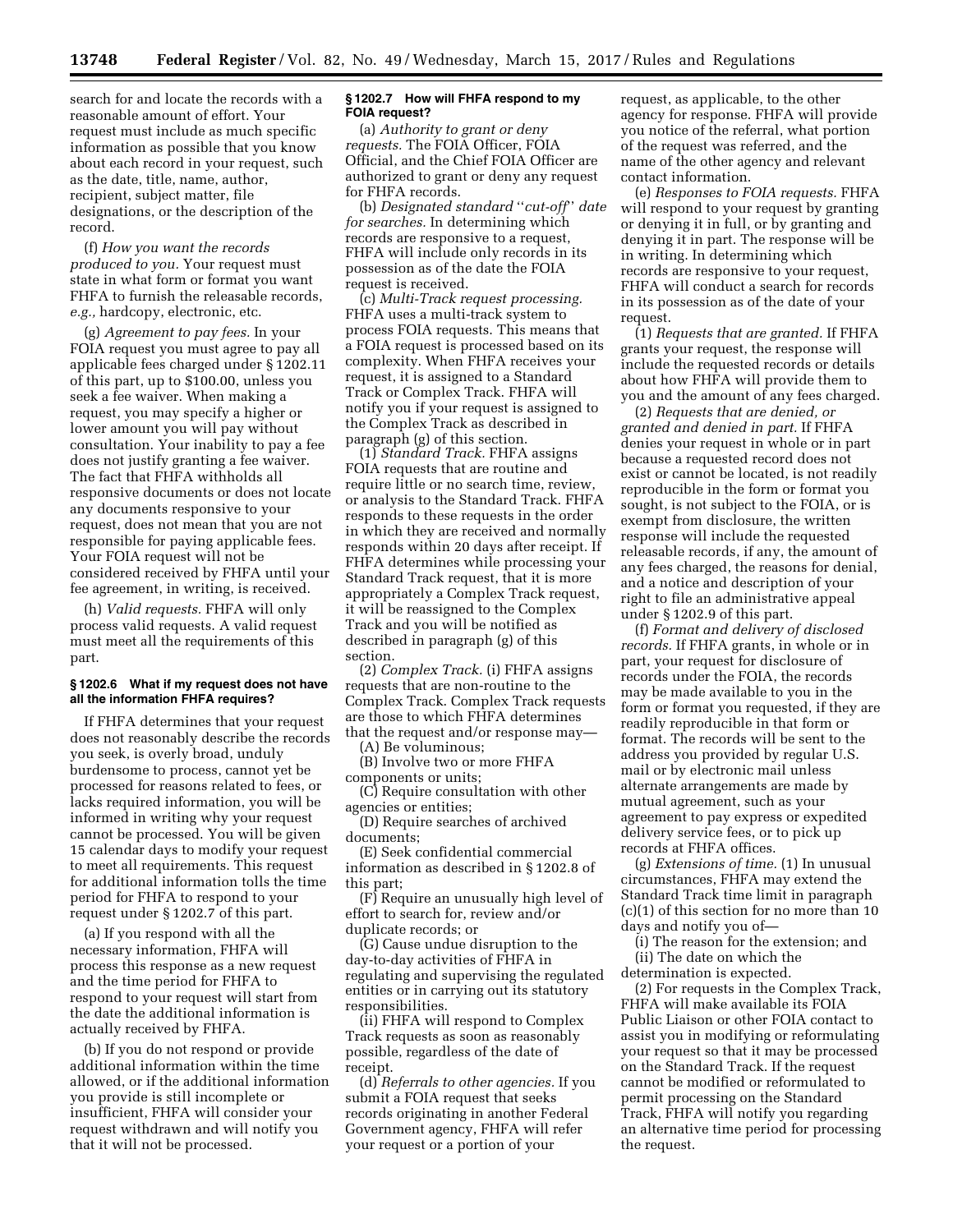search for and locate the records with a reasonable amount of effort. Your request must include as much specific information as possible that you know about each record in your request, such as the date, title, name, author, recipient, subject matter, file designations, or the description of the record.

(f) *How you want the records produced to you.* Your request must state in what form or format you want FHFA to furnish the releasable records, *e.g.,* hardcopy, electronic, etc.

(g) *Agreement to pay fees.* In your FOIA request you must agree to pay all applicable fees charged under § 1202.11 of this part, up to $100.00, unless you seek a fee waiver. When making a request, you may specify a higher or lower amount you will pay without consultation. Your inability to pay a fee does not justify granting a fee waiver. The fact that FHFA withholds all responsive documents or does not locate any documents responsive to your request, does not mean that you are not responsible for paying applicable fees. Your FOIA request will not be considered received by FHFA until your fee agreement, in writing, is received.

(h) *Valid requests.* FHFA will only process valid requests. A valid request must meet all the requirements of this part.

### § 1202.6 What if my request does not have all the information FHFA requires?

If FHFA determines that your request does not reasonably describe the records you seek, is overly broad, unduly burdensome to process, cannot yet be processed for reasons related to fees, or lacks required information, you will be informed in writing why your request cannot be processed. You will be given 15 calendar days to modify your request to meet all requirements. This request for additional information tolls the time period for FHFA to respond to your request under § 1202.7 of this part.

(a) If you respond with all the necessary information, FHFA will process this response as a new request and the time period for FHFA to respond to your request will start from the date the additional information is actually received by FHFA.

(b) If you do not respond or provide additional information within the time allowed, or if the additional information you provide is still incomplete or insufficient, FHFA will consider your request withdrawn and will notify you that it will not be processed.

### § 1202.7 How will FHFA respond to my FOIA request?

(a) *Authority to grant or deny requests.* The FOIA Officer, FOIA Official, and the Chief FOIA Officer are authorized to grant or deny any request for FHFA records.

(b) *Designated standard "cut-off" date for searches.* In determining which records are responsive to a request, FHFA will include only records in its possession as of the date the FOIA request is received.

(c) *Multi-Track request processing.* FHFA uses a multi-track system to process FOIA requests. This means that a FOIA request is processed based on its complexity. When FHFA receives your request, it is assigned to a Standard Track or Complex Track. FHFA will notify you if your request is assigned to the Complex Track as described in paragraph (g) of this section.

(1) *Standard Track.* FHFA assigns FOIA requests that are routine and require little or no search time, review, or analysis to the Standard Track. FHFA responds to these requests in the order in which they are received and normally responds within 20 days after receipt. If FHFA determines while processing your Standard Track request, that it is more appropriately a Complex Track request, it will be reassigned to the Complex Track and you will be notified as described in paragraph (g) of this section.

(2) *Complex Track.* (i) FHFA assigns requests that are non-routine to the Complex Track. Complex Track requests are those to which FHFA determines that the request and/or response may—

(A) Be voluminous;

(B) Involve two or more FHFA components or units;

(C) Require consultation with other agencies or entities;

(D) Require searches of archived documents;

(E) Seek confidential commercial information as described in § 1202.8 of this part;

(F) Require an unusually high level of effort to search for, review and/or duplicate records; or

(G) Cause undue disruption to the day-to-day activities of FHFA in regulating and supervising the regulated entities or in carrying out its statutory responsibilities.

(ii) FHFA will respond to Complex Track requests as soon as reasonably possible, regardless of the date of receipt.

(d) *Referrals to other agencies.* If you submit a FOIA request that seeks records originating in another Federal Government agency, FHFA will refer your request or a portion of your request, as applicable, to the other agency for response. FHFA will provide you notice of the referral, what portion of the request was referred, and the name of the other agency and relevant contact information.

(e) *Responses to FOIA requests.* FHFA will respond to your request by granting or denying it in full, or by granting and denying it in part. The response will be in writing. In determining which records are responsive to your request, FHFA will conduct a search for records in its possession as of the date of your request.

(1) *Requests that are granted.* If FHFA grants your request, the response will include the requested records or details about how FHFA will provide them to you and the amount of any fees charged.

(2) *Requests that are denied, or granted and denied in part.* If FHFA denies your request in whole or in part because a requested record does not exist or cannot be located, is not readily reproducible in the form or format you sought, is not subject to the FOIA, or is exempt from disclosure, the written response will include the requested releasable records, if any, the amount of any fees charged, the reasons for denial, and a notice and description of your right to file an administrative appeal under § 1202.9 of this part.

(f) *Format and delivery of disclosed records.* If FHFA grants, in whole or part, your request for disclosure of records under the FOIA, the records may be made available to you in the form or format you requested, if they are readily reproducible in that form or format. The records will be sent to the address you provided by regular U.S. mail or by electronic mail unless alternate arrangements are made by mutual agreement, such as your agreement to pay express or expedited delivery service fees, or to pick up records at FHFA offices.

(g) *Extensions of time.* (1) In unusual circumstances, FHFA may extend the Standard Track time limit in paragraph (c)(1) of this section for no more than 10 days and notify you of—

(i) The reason for the extension; and

(ii) The date on which the determination is expected.

(2) For requests in the Complex Track, FHFA will make available its FOIA Public Liaison or other FOIA contact to assist you in modifying or reformulating your request so that it may be processed on the Standard Track. If the request cannot be modified or reformulated to permit processing on the Standard Track, FHFA will notify you regarding an alternative time period for processing the request.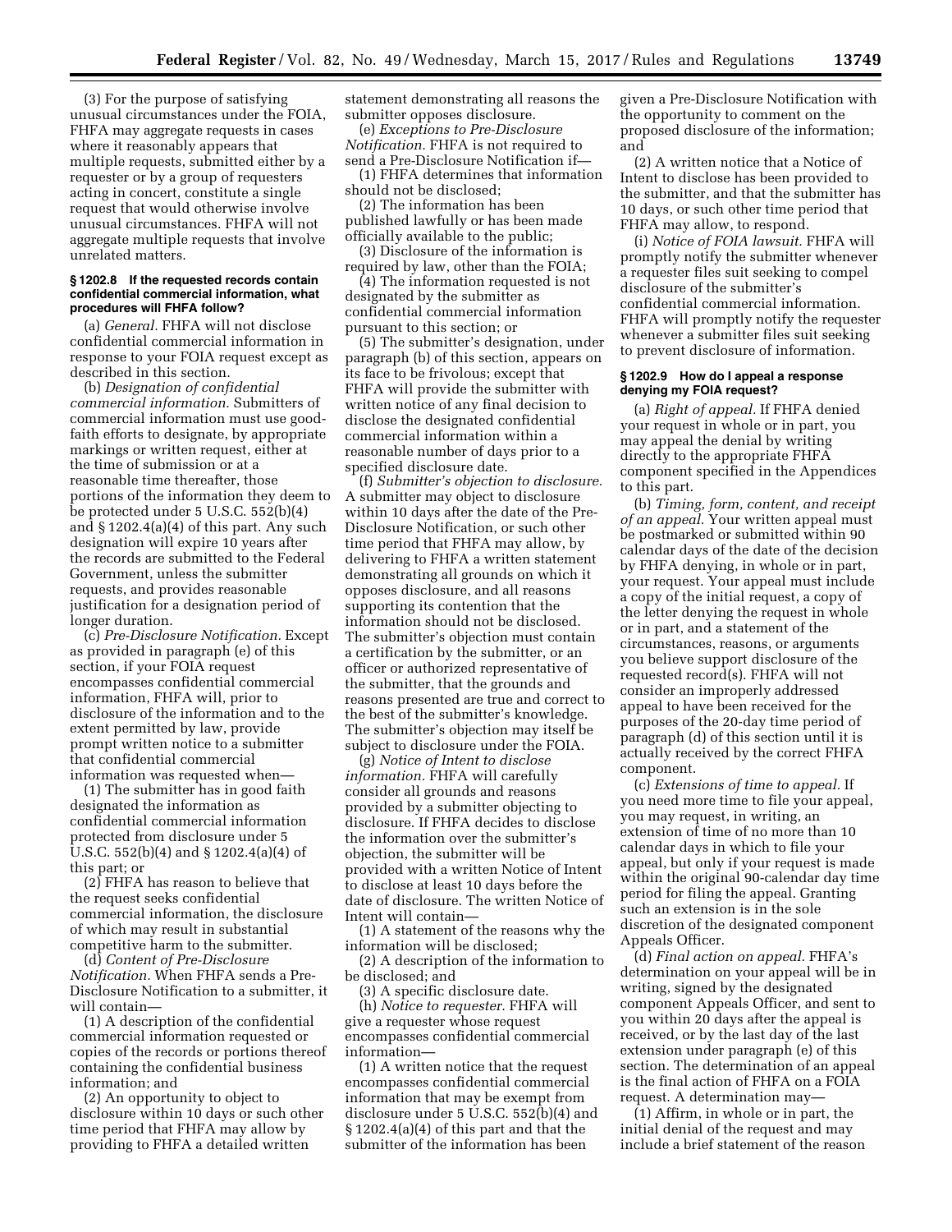(3) For the purpose of satisfying unusual circumstances under the FOIA, FHFA may aggregate requests in cases where it reasonably appears that multiple requests, submitted either by a requester or by a group of requesters acting in concert, constitute a single request that would otherwise involve unusual circumstances. FHFA will not aggregate multiple requests that involve unrelated matters.

### § 1202.8 If the requested records contain confidential commercial information, what procedures will FHFA follow?

(a) *General.* FHFA will not disclose confidential commercial information in response to your FOIA request except as described in this section.

(b) *Designation of confidential commercial information.* Submitters of commercial information must use good-faith efforts to designate, by appropriate markings or written request, either at the time of submission or at a reasonable time thereafter, those portions of the information they deem to be protected under 5 U.S.C. 552(b)(4) and § 1202.4(a)(4) of this part. Any such designation will expire 10 years after the records are submitted to the Federal Government, unless the submitter requests, and provides reasonable justification for a designation period of longer duration.

(c) *Pre-Disclosure Notification.* Except as provided in paragraph (e) of this section, if your FOIA request encompasses confidential commercial information, FHFA will, prior to disclosure of the information and to the extent permitted by law, provide prompt written notice to a submitter that confidential commercial information was requested when—

(1) The submitter has in good faith designated the information as confidential commercial information protected from disclosure under 5 U.S.C. 552(b)(4) and § 1202.4(a)(4) of this part; or

(2) FHFA has reason to believe that the request seeks confidential commercial information, the disclosure of which may result in substantial competitive harm to the submitter.

(d) *Content of Pre-Disclosure Notification.* When FHFA sends a Pre-Disclosure Notification to a submitter, it will contain—

(1) A description of the confidential commercial information requested or copies of the records or portions thereof containing the confidential business information; and

(2) An opportunity to object to disclosure within 10 days or such other time period that FHFA may allow by providing to FHFA a detailed written statement demonstrating all reasons the submitter opposes disclosure.

(e) *Exceptions to Pre-Disclosure Notification.* FHFA is not required to send a Pre-Disclosure Notification if—

(1) FHFA determines that information should not be disclosed;

(2) The information has been published lawfully or has been made officially available to the public;

(3) Disclosure of the information is required by law, other than the FOIA;

(4) The information requested is not designated by the submitter as confidential commercial information pursuant to this section; or

(5) The submitter's designation, under paragraph (b) of this section, appears on its face to be frivolous; except that FHFA will provide the submitter with written notice of any final decision to disclose the designated confidential commercial information within a reasonable number of days prior to a specified disclosure date.

(f) *Submitter's objection to disclosure.* A submitter may object to disclosure within 10 days after the date of the Pre-Disclosure Notification, or such other time period that FHFA may allow, by delivering to FHFA a written statement demonstrating all grounds on which it opposes disclosure, and all reasons supporting its contention that the information should not be disclosed. The submitter's objection must contain a certification by the submitter, or an officer or authorized representative of the submitter, that the grounds and reasons presented are true and correct to the best of the submitter's knowledge. The submitter's objection may itself be subject to disclosure under the FOIA.

(g) *Notice of Intent to disclose information.* FHFA will carefully consider all grounds and reasons provided by a submitter objecting to disclosure. If FHFA decides to disclose the information over the submitter's objection, the submitter will be provided with a written Notice of Intent to disclose at least 10 days before the date of disclosure. The written Notice of Intent will contain—

(1) A statement of the reasons why the information will be disclosed;

(2) A description of the information to be disclosed; and

(3) A specific disclosure date.

(h) *Notice to requester.* FHFA will give a requester whose request encompasses confidential commercial information—

(1) A written notice that the request encompasses confidential commercial information that may be exempt from disclosure under 5 U.S.C. 552(b)(4) and § 1202.4(a)(4) of this part and that the submitter of the information has been given a Pre-Disclosure Notification with the opportunity to comment on the proposed disclosure of the information; and

(2) A written notice that a Notice of Intent to disclose has been provided to the submitter, and that the submitter has 10 days, or such other time period that FHFA may allow, to respond.

(i) *Notice of FOIA lawsuit.* FHFA will promptly notify the submitter whenever a requester files suit seeking to compel disclosure of the submitter's confidential commercial information. FHFA will promptly notify the requester whenever a submitter files suit seeking to prevent disclosure of information.

### § 1202.9 How do I appeal a response denying my FOIA request?

(a) *Right of appeal.* If FHFA denied your request in whole or in part, you may appeal the denial by writing directly to the appropriate FHFA component specified in the Appendices to this part.

(b) *Timing, form, content, and receipt of an appeal.* Your written appeal must be postmarked or submitted within 90 calendar days of the date of the decision by FHFA denying, in whole or in part, your request. Your appeal must include a copy of the initial request, a copy of the letter denying the request in whole or in part, and a statement of the circumstances, reasons, or arguments you believe support disclosure of the requested record(s). FHFA will not consider an improperly addressed appeal to have been received for the purposes of the 20-day time period of paragraph (d) of this section until it is actually received by the correct FHFA component.

(c) *Extensions of time to appeal.* If you need more time to file your appeal, you may request, in writing, an extension of time of no more than 10 calendar days in which to file your appeal, but only if your request is made within the original 90-calendar day time period for filing the appeal. Granting such an extension is in the sole discretion of the designated component Appeals Officer.

(d) *Final action on appeal.* FHFA's determination on your appeal will be in writing, signed by the designated component Appeals Officer, and sent to you within 20 days after the appeal is received, or by the last day of the last extension under paragraph (e) of this section. The determination of an appeal is the final action of FHFA on a FOIA request. A determination may—

(1) Affirm, in whole or in part, the initial denial of the request and may include a brief statement of the reason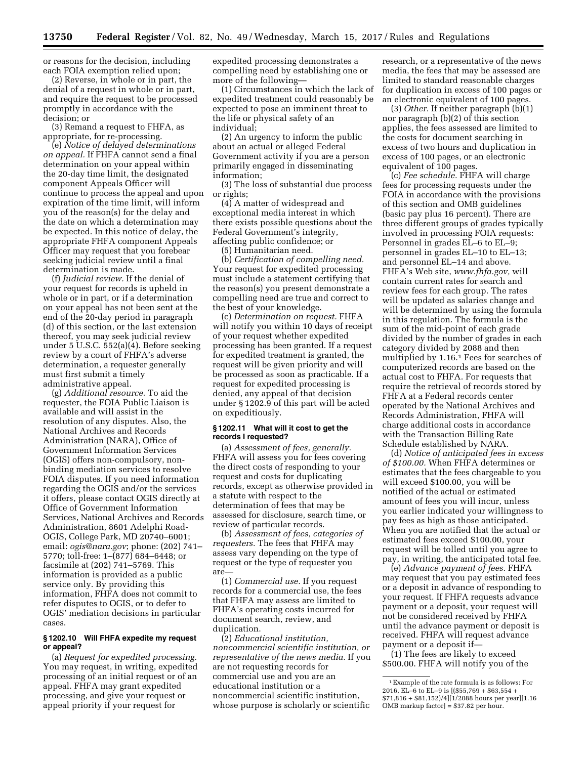or reasons for the decision, including each FOIA exemption relied upon;

(2) Reverse, in whole or in part, the denial of a request in whole or in part, and require the request to be processed promptly in accordance with the decision; or

(3) Remand a request to FHFA, as appropriate, for re-processing.

(e) *Notice of delayed determinations on appeal.* If FHFA cannot send a final determination on your appeal within the 20-day time limit, the designated component Appeals Officer will continue to process the appeal and upon expiration of the time limit, will inform you of the reason(s) for the delay and the date on which a determination may be expected. In this notice of delay, the appropriate FHFA component Appeals Officer may request that you forebear seeking judicial review until a final determination is made.

(f) *Judicial review.* If the denial of your request for records is upheld in whole or in part, or if a determination on your appeal has not been sent at the end of the 20-day period in paragraph (d) of this section, or the last extension thereof, you may seek judicial review under 5 U.S.C. 552(a)(4). Before seeking review by a court of FHFA's adverse determination, a requester generally must first submit a timely administrative appeal.

(g) *Additional resource.* To aid the requester, the FOIA Public Liaison is available and will assist in the resolution of any disputes. Also, the National Archives and Records Administration (NARA), Office of Government Information Services (OGIS) offers non-compulsory, non-binding mediation services to resolve FOIA disputes. If you need information regarding the OGIS and/or the services it offers, please contact OGIS directly at Office of Government Information Services, National Archives and Records Administration, 8601 Adelphi Road-OGIS, College Park, MD 20740–6001; email: *ogis@nara.gov*; phone: (202) 741–5770; toll-free: 1–(877) 684–6448; or facsimile at (202) 741–5769. This information is provided as a public service only. By providing this information, FHFA does not commit to refer disputes to OGIS, or to defer to OGIS' mediation decisions in particular cases.

### § 1202.10 Will FHFA expedite my request or appeal?

(a) *Request for expedited processing.* You may request, in writing, expedited processing of an initial request or of an appeal. FHFA may grant expedited processing, and give your request or appeal priority if your request for expedited processing demonstrates a compelling need by establishing one or more of the following—

(1) Circumstances in which the lack of expedited treatment could reasonably be expected to pose an imminent threat to the life or physical safety of an individual;

(2) An urgency to inform the public about an actual or alleged Federal Government activity if you are a person primarily engaged in disseminating information;

(3) The loss of substantial due process or rights;

(4) A matter of widespread and exceptional media interest in which there exists possible questions about the Federal Government's integrity, affecting public confidence; or

(5) Humanitarian need.

(b) *Certification of compelling need.* Your request for expedited processing must include a statement certifying that the reason(s) you present demonstrate a compelling need are true and correct to the best of your knowledge.

(c) *Determination on request.* FHFA will notify you within 10 days of receipt of your request whether expedited processing has been granted. If a request for expedited treatment is granted, the request will be given priority and will be processed as soon as practicable. If a request for expedited processing is denied, any appeal of that decision under § 1202.9 of this part will be acted on expeditiously.

### § 1202.11 What will it cost to get the records I requested?

(a) *Assessment of fees, generally.* FHFA will assess you for fees covering the direct costs of responding to your request and costs for duplicating records, except as otherwise provided in a statute with respect to the determination of fees that may be assessed for disclosure, search time, or review of particular records.

(b) *Assessment of fees, categories of requesters.* The fees that FHFA may assess vary depending on the type of request or the type of requester you are—

(1) *Commercial use.* If you request records for a commercial use, the fees that FHFA may assess are limited to FHFA's operating costs incurred for document search, review, and duplication.

(2) *Educational institution, noncommercial scientific institution, or representative of the news media.* If you are not requesting records for commercial use and you are an educational institution or a noncommercial scientific institution, whose purpose is scholarly or scientific research, or a representative of the news media, the fees that may be assessed are limited to standard reasonable charges for duplication in excess of 100 pages or an electronic equivalent of 100 pages.

(3) *Other.* If neither paragraph (b)(1) nor paragraph (b)(2) of this section applies, the fees assessed are limited to the costs for document searching in excess of two hours and duplication in excess of 100 pages, or an electronic equivalent of 100 pages.

(c) *Fee schedule.* FHFA will charge fees for processing requests under the FOIA in accordance with the provisions of this section and OMB guidelines (basic pay plus 16 percent). There are three different groups of grades typically involved in processing FOIA requests: Personnel in grades EL–6 to EL–9; personnel in grades EL–10 to EL–13; and personnel EL–14 and above. FHFA's Web site, *www.fhfa.gov*, will contain current rates for search and review fees for each group. The rates will be updated as salaries change and will be determined by using the formula in this regulation. The formula is the sum of the mid-point of each grade divided by the number of grades in each category divided by 2088 and then multiplied by 1.16.[1] Fees for searches of computerized records are based on the actual cost to FHFA. For requests that require the retrieval of records stored by FHFA at a Federal records center operated by the National Archives and Records Administration, FHFA will charge additional costs in accordance with the Transaction Billing Rate Schedule established by NARA.

(d) *Notice of anticipated fees in excess of $100.00.* When FHFA determines or estimates that the fees chargeable to you will exceed $100.00, you will be notified of the actual or estimated amount of fees you will incur, unless you earlier indicated your willingness to pay fees as high as those anticipated. When you are notified that the actual or estimated fees exceed $100.00, your request will be tolled until you agree to pay, in writing, the anticipated total fee.

(e) *Advance payment of fees.* FHFA may request that you pay estimated fees or a deposit in advance of responding to your request. If FHFA requests advance payment or a deposit, your request will not be considered received by FHFA until the advance payment or deposit is received. FHFA will request advance payment or a deposit if—

(1) The fees are likely to exceed $500.00. FHFA will notify you of the

---

[1] Example of the rate formula is as follows: For 2016, EL–6 to EL–9 is [($55,769 + $63,554 + $71,816 + $81,152)/4][1/2088 hours per year][1.16 OMB markup factor] = $37.82 per hour.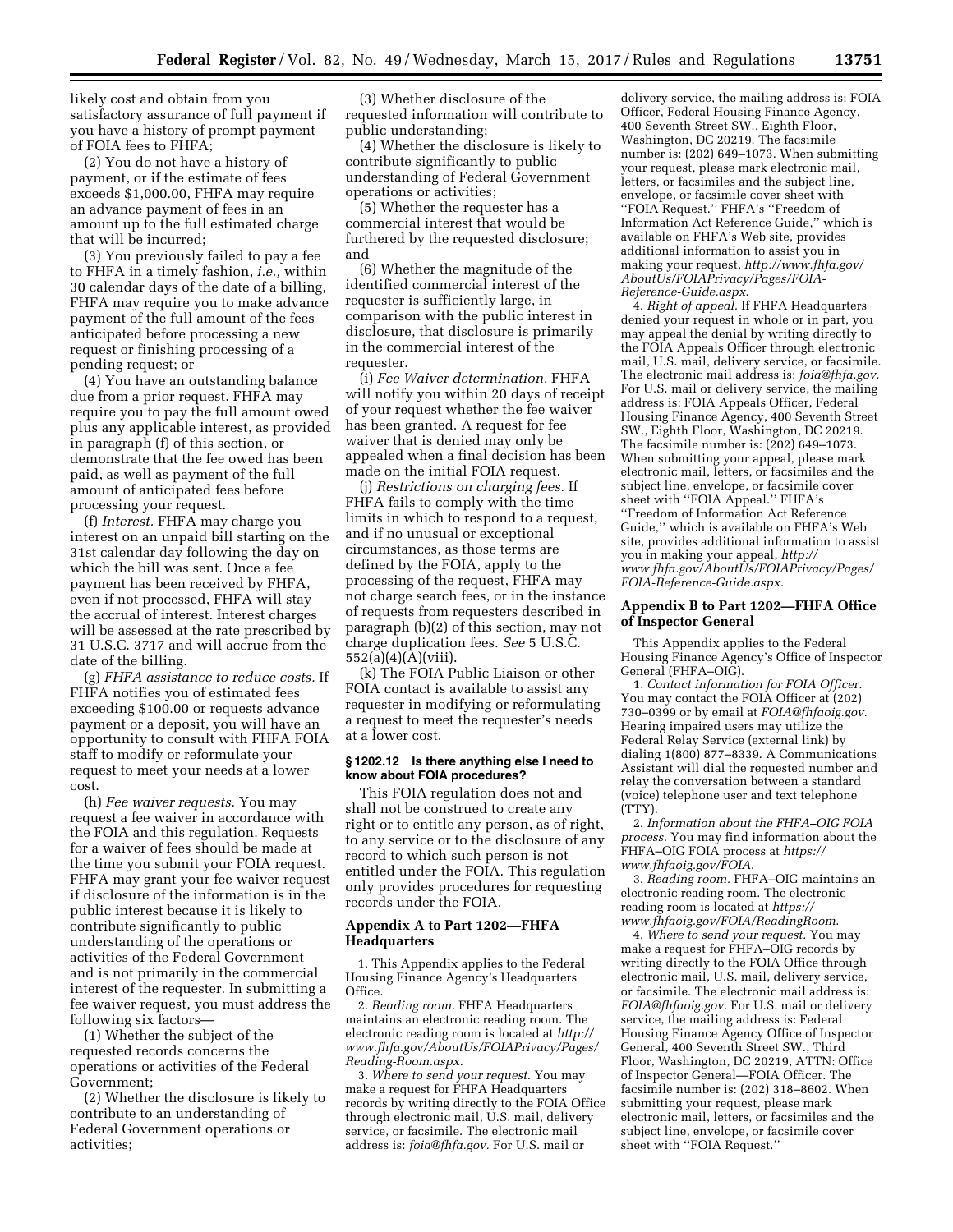likely cost and obtain from you satisfactory assurance of full payment if you have a history of prompt payment of FOIA fees to FHFA;

(2) You do not have a history of payment, or if the estimate of fees exceeds $1,000.00, FHFA may require an advance payment of fees in an amount up to the full estimated charge that will be incurred;

(3) You previously failed to pay a fee to FHFA in a timely fashion, *i.e.,* within 30 calendar days of the date of a billing, FHFA may require you to make advance payment of the full amount of the fees anticipated before processing a new request or finishing processing of a pending request; or

(4) You have an outstanding balance due from a prior request. FHFA may require you to pay the full amount owed plus any applicable interest, as provided in paragraph (f) of this section, or demonstrate that the fee owed has been paid, as well as payment of the full amount of anticipated fees before processing your request.

(f) *Interest.* FHFA may charge you interest on an unpaid bill starting on the 31st calendar day following the day on which the bill was sent. Once a fee payment has been received by FHFA, even if not processed, FHFA will stay the accrual of interest. Interest charges will be assessed at the rate prescribed by 31 U.S.C. 3717 and will accrue from the date of the billing.

(g) *FHFA assistance to reduce costs.* If FHFA notifies you of estimated fees exceeding $100.00 or requests advance payment or a deposit, you will have an opportunity to consult with FHFA FOIA staff to modify or reformulate your request to meet your needs at a lower cost.

(h) *Fee waiver requests.* You may request a fee waiver in accordance with the FOIA and this regulation. Requests for a waiver of fees should be made at the time you submit your FOIA request. FHFA may grant your fee waiver request if disclosure of the information is in the public interest because it is likely to contribute significantly to public understanding of the operations or activities of the Federal Government and is not primarily in the commercial interest of the requester. In submitting a fee waiver request, you must address the following six factors—

(1) Whether the subject of the requested records concerns the operations or activities of the Federal Government;

(2) Whether the disclosure is likely to contribute to an understanding of Federal Government operations or activities;

(3) Whether disclosure of the requested information will contribute to public understanding;

(4) Whether the disclosure is likely to contribute significantly to public understanding of Federal Government operations or activities;

(5) Whether the requester has a commercial interest that would be furthered by the requested disclosure; and

(6) Whether the magnitude of the identified commercial interest of the requester is sufficiently large, in comparison with the public interest in disclosure, that disclosure is primarily in the commercial interest of the requester.

(i) *Fee Waiver determination.* FHFA will notify you within 20 days of receipt of your request whether the fee waiver has been granted. A request for fee waiver that is denied may only be appealed when a final decision has been made on the initial FOIA request.

(j) *Restrictions on charging fees.* If FHFA fails to comply with the time limits in which to respond to a request, and if no unusual or exceptional circumstances, as those terms are defined by the FOIA, apply to the processing of the request, FHFA may not charge search fees, or in the instance of requests from requesters described in paragraph (b)(2) of this section, may not charge duplication fees. *See* 5 U.S.C. 552(a)(4)(A)(viii).

(k) The FOIA Public Liaison or other FOIA contact is available to assist any requester in modifying or reformulating a request to meet the requester's needs at a lower cost.

### § 1202.12 Is there anything else I need to know about FOIA procedures?

This FOIA regulation does not and shall not be construed to create any right or to entitle any person, as of right, to any service or to the disclosure of any record to which such person is not entitled under the FOIA. This regulation only provides procedures for requesting records under the FOIA.

## Appendix A to Part 1202—FHFA Headquarters

1. This Appendix applies to the Federal Housing Finance Agency's Headquarters Office.

2. *Reading room.* FHFA Headquarters maintains an electronic reading room. The electronic reading room is located at *http://www.fhfa.gov/AboutUs/FOIAPrivacy/Pages/Reading-Room.aspx.*

3. *Where to send your request.* You may make a request for FHFA Headquarters records by writing directly to the FOIA Office through electronic mail, U.S. mail, delivery service, or facsimile. The electronic mail address is: *foia@fhfa.gov.* For U.S. mail or delivery service, the mailing address is: FOIA Officer, Federal Housing Finance Agency, 400 Seventh Street SW., Eighth Floor, Washington, DC 20219. The facsimile number is: (202) 649–1073. When submitting your request, please mark electronic mail, letters, or facsimiles and the subject line, envelope, or facsimile cover sheet with "FOIA Request." FHFA's "Freedom of Information Act Reference Guide," which is available on FHFA's Web site, provides additional information to assist you in making your request, *http://www.fhfa.gov/AboutUs/FOIAPrivacy/Pages/FOIA-Reference-Guide.aspx.*

4. *Right of appeal.* If FHFA Headquarters denied your request in whole or in part, you may appeal the denial by writing directly to the FOIA Appeals Officer through electronic mail, U.S. mail, delivery service, or facsimile. The electronic mail address is: *foia@fhfa.gov.* For U.S. mail or delivery service, the mailing address is: FOIA Appeals Officer, Federal Housing Finance Agency, 400 Seventh Street SW., Eighth Floor, Washington, DC 20219. The facsimile number is: (202) 649–1073. When submitting your appeal, please mark electronic mail, letters, or facsimiles and the subject line, envelope, or facsimile cover sheet with "FOIA Appeal." FHFA's "Freedom of Information Act Reference Guide," which is available on FHFA's Web site, provides additional information to assist you in making your appeal, *http://www.fhfa.gov/AboutUs/FOIAPrivacy/Pages/FOIA-Reference-Guide.aspx.*

## Appendix B to Part 1202—FHFA Office of Inspector General

This Appendix applies to the Federal Housing Finance Agency's Office of Inspector General (FHFA–OIG).

1. *Contact information for FOIA Officer.* You may contact the FOIA Officer at (202) 730–0399 or by email at *FOIA@fhfaoig.gov.* Hearing impaired users may utilize the Federal Relay Service (external link) by dialing 1(800) 877–8339. A Communications Assistant will dial the requested number and relay the conversation between a standard (voice) telephone user and text telephone (TTY).

2. *Information about the FHFA–OIG FOIA process.* You may find information about the FHFA–OIG FOIA process at *https://www.fhfaoig.gov/FOIA.*

3. *Reading room.* FHFA–OIG maintains an electronic reading room. The electronic reading room is located at *https://www.fhfaoig.gov/FOIA/ReadingRoom.*

4. *Where to send your request.* You may make a request for FHFA–OIG records by writing directly to the FOIA Office through electronic mail, U.S. mail, delivery service, or facsimile. The electronic mail address is: *FOIA@fhfaoig.gov.* For U.S. mail or delivery service, the mailing address is: Federal Housing Finance Agency Office of Inspector General, 400 Seventh Street SW., Third Floor, Washington, DC 20219, ATTN: Office of Inspector General—FOIA Officer. The facsimile number is: (202) 318–8602. When submitting your request, please mark electronic mail, letters, or facsimiles and the subject line, envelope, or facsimile cover sheet with "FOIA Request."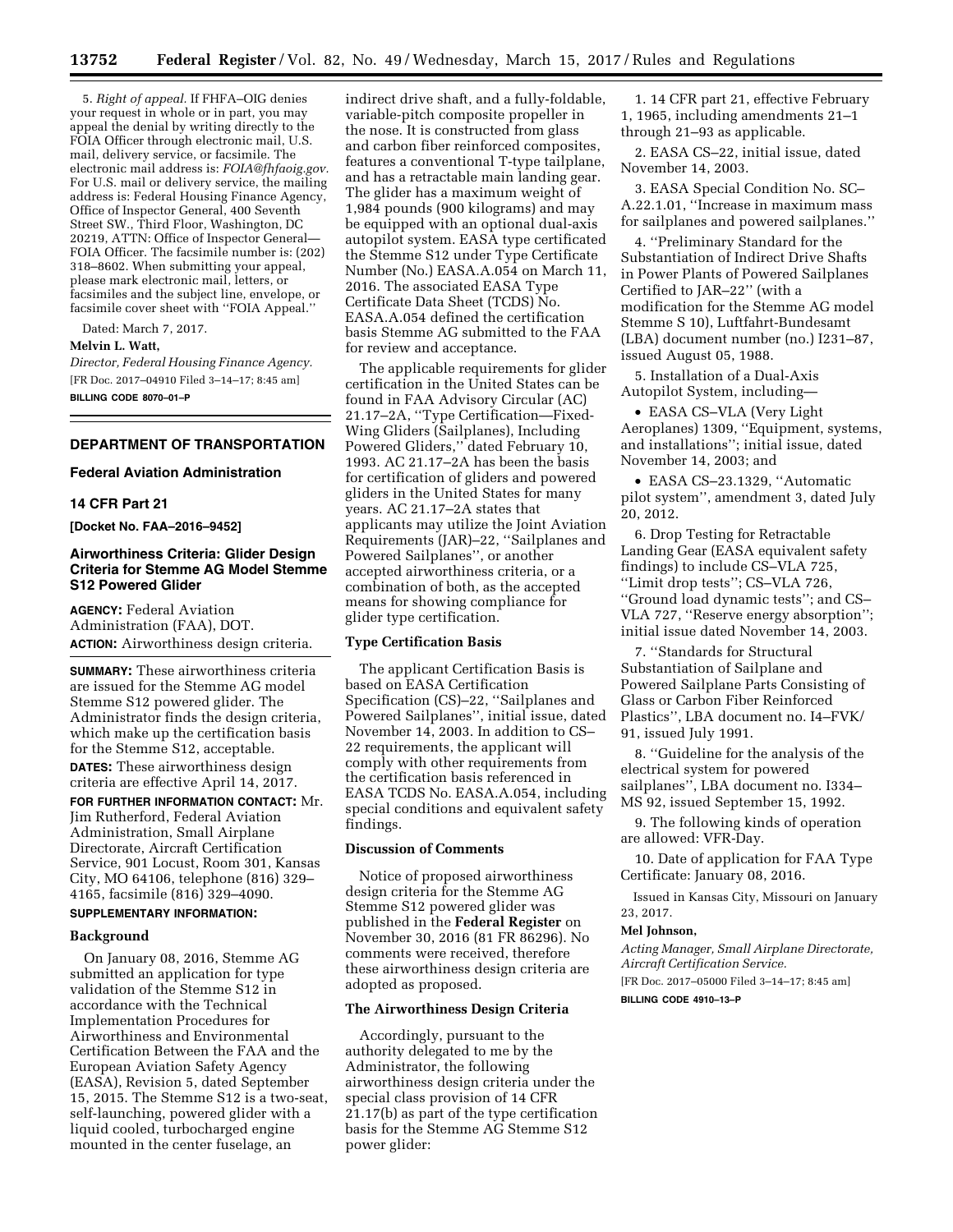5. *Right of appeal.* If FHFA–OIG denies your request in whole or in part, you may appeal the denial by writing directly to the FOIA Officer through electronic mail, U.S. mail, delivery service, or facsimile. The electronic mail address is: *FOIA@fhfaoig.gov.* For U.S. mail or delivery service, the mailing address is: Federal Housing Finance Agency, Office of Inspector General, 400 Seventh Street SW., Third Floor, Washington, DC 20219, ATTN: Office of Inspector General—FOIA Officer. The facsimile number is: (202) 318–8602. When submitting your appeal, please mark electronic mail, letters, or facsimiles and the subject line, envelope, or facsimile cover sheet with ''FOIA Appeal.''

Dated: March 7, 2017.

**Melvin L. Watt,**

*Director, Federal Housing Finance Agency.*

[FR Doc. 2017–04910 Filed 3–14–17; 8:45 am]

**BILLING CODE 8070–01–P**

## DEPARTMENT OF TRANSPORTATION

### Federal Aviation Administration

### 14 CFR Part 21

**[Docket No. FAA–2016–9452]**

### Airworthiness Criteria: Glider Design Criteria for Stemme AG Model Stemme S12 Powered Glider

**AGENCY:** Federal Aviation Administration (FAA), DOT.

**ACTION:** Airworthiness design criteria.

**SUMMARY:** These airworthiness criteria are issued for the Stemme AG model Stemme S12 powered glider. The Administrator finds the design criteria, which make up the certification basis for the Stemme S12, acceptable.

**DATES:** These airworthiness design criteria are effective April 14, 2017.

**FOR FURTHER INFORMATION CONTACT:** Mr. Jim Rutherford, Federal Aviation Administration, Small Airplane Directorate, Aircraft Certification Service, 901 Locust, Room 301, Kansas City, MO 64106, telephone (816) 329–4165, facsimile (816) 329–4090.

**SUPPLEMENTARY INFORMATION:**

#### Background

On January 08, 2016, Stemme AG submitted an application for type validation of the Stemme S12 in accordance with the Technical Implementation Procedures for Airworthiness and Environmental Certification Between the FAA and the European Aviation Safety Agency (EASA), Revision 5, dated September 15, 2015. The Stemme S12 is a two-seat, self-launching, powered glider with a liquid cooled, turbocharged engine mounted in the center fuselage, an indirect drive shaft, and a fully-foldable, variable-pitch composite propeller in the nose. It is constructed from glass and carbon fiber reinforced composites, features a conventional T-type tailplane, and has a retractable main landing gear. The glider has a maximum weight of 1,984 pounds (900 kilograms) and may be equipped with an optional dual-axis autopilot system. EASA type certificated the Stemme S12 under Type Certificate Number (No.) EASA.A.054 on March 11, 2016. The associated EASA Type Certificate Data Sheet (TCDS) No. EASA.A.054 defined the certification basis Stemme AG submitted to the FAA for review and acceptance.

The applicable requirements for glider certification in the United States can be found in FAA Advisory Circular (AC) 21.17–2A, ''Type Certification—Fixed-Wing Gliders (Sailplanes), Including Powered Gliders,'' dated February 10, 1993. AC 21.17–2A has been the basis for certification of gliders and powered gliders in the United States for many years. AC 21.17–2A states that applicants may utilize the Joint Aviation Requirements (JAR)–22, ''Sailplanes and Powered Sailplanes'', or another accepted airworthiness criteria, or a combination of both, as the accepted means for showing compliance for glider type certification.

#### Type Certification Basis

The applicant Certification Basis is based on EASA Certification Specification (CS)–22, ''Sailplanes and Powered Sailplanes'', initial issue, dated November 14, 2003. In addition to CS–22 requirements, the applicant will comply with other requirements from the certification basis referenced in EASA TCDS No. EASA.A.054, including special conditions and equivalent safety findings.

#### Discussion of Comments

Notice of proposed airworthiness design criteria for the Stemme AG Stemme S12 powered glider was published in the **Federal Register** on November 30, 2016 (81 FR 86296). No comments were received, therefore these airworthiness design criteria are adopted as proposed.

#### The Airworthiness Design Criteria

Accordingly, pursuant to the authority delegated to me by the Administrator, the following airworthiness design criteria under the special class provision of 14 CFR 21.17(b) as part of the type certification basis for the Stemme AG Stemme S12 power glider:

1. 14 CFR part 21, effective February 1, 1965, including amendments 21–1 through 21–93 as applicable.

2. EASA CS–22, initial issue, dated November 14, 2003.

3. EASA Special Condition No. SC–A.22.1.01, ''Increase in maximum mass for sailplanes and powered sailplanes.''

4. ''Preliminary Standard for the Substantiation of Indirect Drive Shafts in Power Plants of Powered Sailplanes Certified to JAR–22'' (with a modification for the Stemme AG model Stemme S 10), Luftfahrt-Bundesamt (LBA) document number (no.) I231–87, issued August 05, 1988.

5. Installation of a Dual-Axis Autopilot System, including—

- EASA CS–VLA (Very Light Aeroplanes) 1309, ''Equipment, systems, and installations''; initial issue, dated November 14, 2003; and
- EASA CS–23.1329, ''Automatic pilot system'', amendment 3, dated July 20, 2012.

6. Drop Testing for Retractable Landing Gear (EASA equivalent safety findings) to include CS–VLA 725, ''Limit drop tests''; CS–VLA 726, ''Ground load dynamic tests''; and CS–VLA 727, ''Reserve energy absorption''; initial issue dated November 14, 2003.

7. ''Standards for Structural Substantiation of Sailplane and Powered Sailplane Parts Consisting of Glass or Carbon Fiber Reinforced Plastics'', LBA document no. I4–FVK/91, issued July 1991.

8. ''Guideline for the analysis of the electrical system for powered sailplanes'', LBA document no. I334–MS 92, issued September 15, 1992.

9. The following kinds of operation are allowed: VFR-Day.

10. Date of application for FAA Type Certificate: January 08, 2016.

Issued in Kansas City, Missouri on January 23, 2017.

**Mel Johnson,**

*Acting Manager, Small Airplane Directorate, Aircraft Certification Service.*

[FR Doc. 2017–05000 Filed 3–14–17; 8:45 am]

**BILLING CODE 4910–13–P**